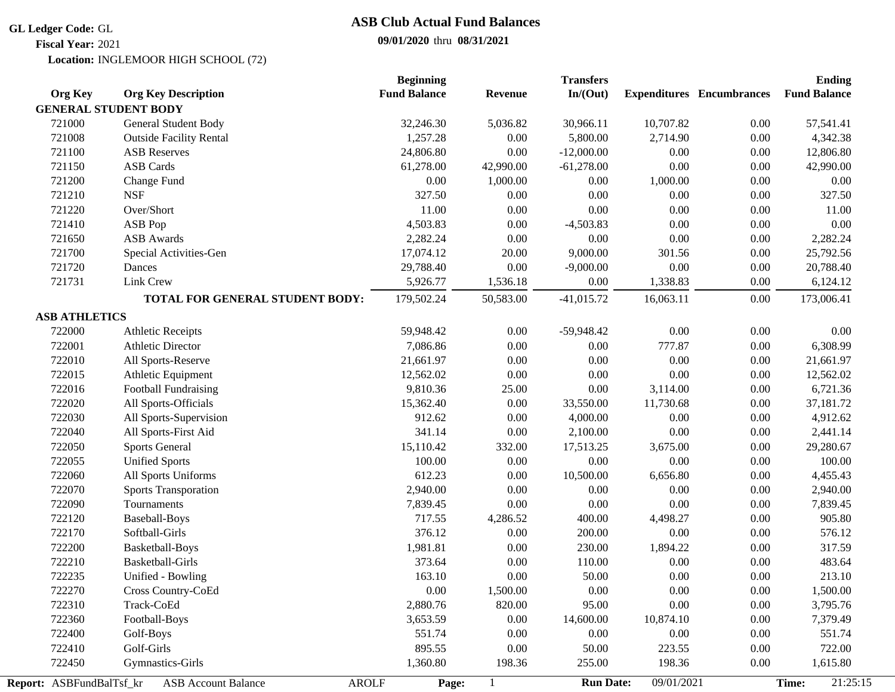**GL Ledger Code:** GL
**Fiscal Year:** 2021
**Location:** INGLEMOOR HIGH SCHOOL (72)

# ASB Club Actual Fund Balances

**09/01/2020** thru **08/31/2021**

| Org Key | Org Key Description | Beginning Fund Balance | Revenue | Transfers In/(Out) | Expenditures | Encumbrances | Ending Fund Balance |
|---|---|---|---|---|---|---|---|
| **GENERAL STUDENT BODY** | | | | | | | |
| 721000 | General Student Body | 32,246.30 | 5,036.82 | 30,966.11 | 10,707.82 | 0.00 | 57,541.41 |
| 721008 | Outside Facility Rental | 1,257.28 | 0.00 | 5,800.00 | 2,714.90 | 0.00 | 4,342.38 |
| 721100 | ASB Reserves | 24,806.80 | 0.00 | -12,000.00 | 0.00 | 0.00 | 12,806.80 |
| 721150 | ASB Cards | 61,278.00 | 42,990.00 | -61,278.00 | 0.00 | 0.00 | 42,990.00 |
| 721200 | Change Fund | 0.00 | 1,000.00 | 0.00 | 1,000.00 | 0.00 | 0.00 |
| 721210 | NSF | 327.50 | 0.00 | 0.00 | 0.00 | 0.00 | 327.50 |
| 721220 | Over/Short | 11.00 | 0.00 | 0.00 | 0.00 | 0.00 | 11.00 |
| 721410 | ASB Pop | 4,503.83 | 0.00 | -4,503.83 | 0.00 | 0.00 | 0.00 |
| 721650 | ASB Awards | 2,282.24 | 0.00 | 0.00 | 0.00 | 0.00 | 2,282.24 |
| 721700 | Special Activities-Gen | 17,074.12 | 20.00 | 9,000.00 | 301.56 | 0.00 | 25,792.56 |
| 721720 | Dances | 29,788.40 | 0.00 | -9,000.00 | 0.00 | 0.00 | 20,788.40 |
| 721731 | Link Crew | 5,926.77 | 1,536.18 | 0.00 | 1,338.83 | 0.00 | 6,124.12 |
| | **TOTAL FOR GENERAL STUDENT BODY:** | 179,502.24 | 50,583.00 | -41,015.72 | 16,063.11 | 0.00 | 173,006.41 |
| **ASB ATHLETICS** | | | | | | | |
| 722000 | Athletic Receipts | 59,948.42 | 0.00 | -59,948.42 | 0.00 | 0.00 | 0.00 |
| 722001 | Athletic Director | 7,086.86 | 0.00 | 0.00 | 777.87 | 0.00 | 6,308.99 |
| 722010 | All Sports-Reserve | 21,661.97 | 0.00 | 0.00 | 0.00 | 0.00 | 21,661.97 |
| 722015 | Athletic Equipment | 12,562.02 | 0.00 | 0.00 | 0.00 | 0.00 | 12,562.02 |
| 722016 | Football Fundraising | 9,810.36 | 25.00 | 0.00 | 3,114.00 | 0.00 | 6,721.36 |
| 722020 | All Sports-Officials | 15,362.40 | 0.00 | 33,550.00 | 11,730.68 | 0.00 | 37,181.72 |
| 722030 | All Sports-Supervision | 912.62 | 0.00 | 4,000.00 | 0.00 | 0.00 | 4,912.62 |
| 722040 | All Sports-First Aid | 341.14 | 0.00 | 2,100.00 | 0.00 | 0.00 | 2,441.14 |
| 722050 | Sports General | 15,110.42 | 332.00 | 17,513.25 | 3,675.00 | 0.00 | 29,280.67 |
| 722055 | Unified Sports | 100.00 | 0.00 | 0.00 | 0.00 | 0.00 | 100.00 |
| 722060 | All Sports Uniforms | 612.23 | 0.00 | 10,500.00 | 6,656.80 | 0.00 | 4,455.43 |
| 722070 | Sports Transporation | 2,940.00 | 0.00 | 0.00 | 0.00 | 0.00 | 2,940.00 |
| 722090 | Tournaments | 7,839.45 | 0.00 | 0.00 | 0.00 | 0.00 | 7,839.45 |
| 722120 | Baseball-Boys | 717.55 | 4,286.52 | 400.00 | 4,498.27 | 0.00 | 905.80 |
| 722170 | Softball-Girls | 376.12 | 0.00 | 200.00 | 0.00 | 0.00 | 576.12 |
| 722200 | Basketball-Boys | 1,981.81 | 0.00 | 230.00 | 1,894.22 | 0.00 | 317.59 |
| 722210 | Basketball-Girls | 373.64 | 0.00 | 110.00 | 0.00 | 0.00 | 483.64 |
| 722235 | Unified - Bowling | 163.10 | 0.00 | 50.00 | 0.00 | 0.00 | 213.10 |
| 722270 | Cross Country-CoEd | 0.00 | 1,500.00 | 0.00 | 0.00 | 0.00 | 1,500.00 |
| 722310 | Track-CoEd | 2,880.76 | 820.00 | 95.00 | 0.00 | 0.00 | 3,795.76 |
| 722360 | Football-Boys | 3,653.59 | 0.00 | 14,600.00 | 10,874.10 | 0.00 | 7,379.49 |
| 722400 | Golf-Boys | 551.74 | 0.00 | 0.00 | 0.00 | 0.00 | 551.74 |
| 722410 | Golf-Girls | 895.55 | 0.00 | 50.00 | 223.55 | 0.00 | 722.00 |
| 722450 | Gymnastics-Girls | 1,360.80 | 198.36 | 255.00 | 198.36 | 0.00 | 1,615.80 |

**Report:** ASBFundBalTsf_kr ASB Account Balance AROLF **Run Date:** 09/01/2021 **Time:** 21:25:15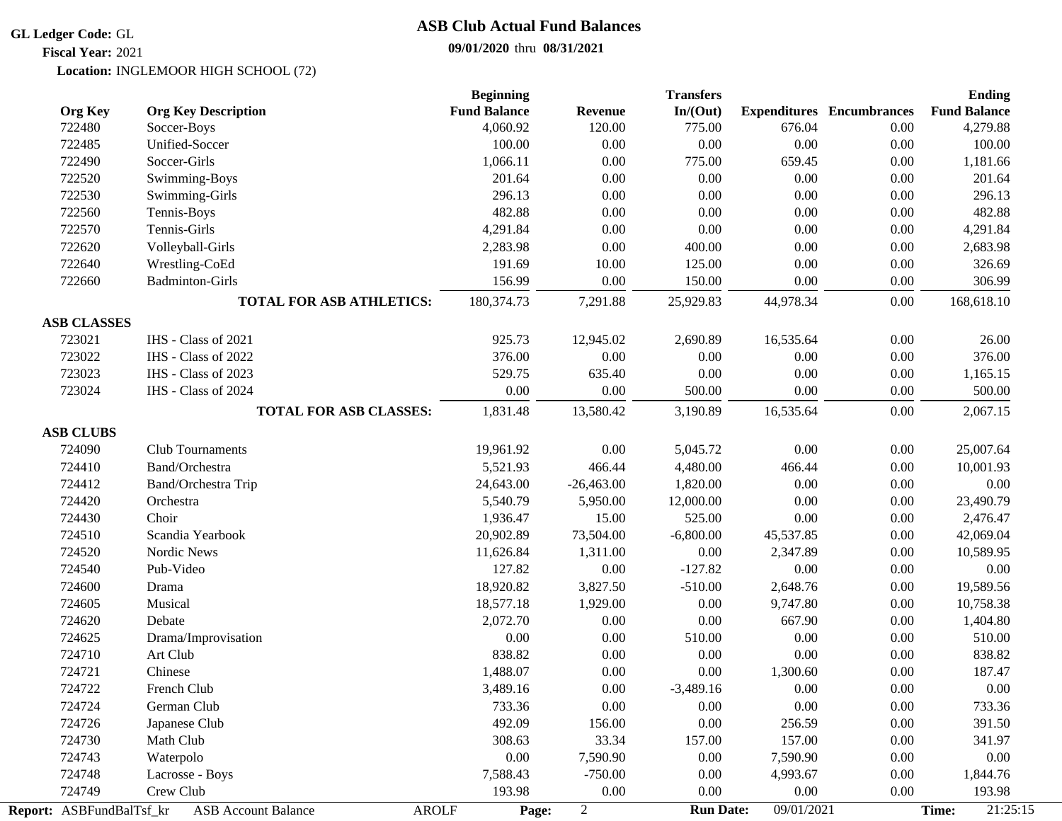**GL Ledger Code:** GL
**Fiscal Year:** 2021
**Location:** INGLEMOOR HIGH SCHOOL (72)

# ASB Club Actual Fund Balances

**09/01/2020** thru **08/31/2021**

| Org Key | Org Key Description | Beginning Fund Balance | Revenue | Transfers In/(Out) | Expenditures | Encumbrances | Ending Fund Balance |
|---|---|---|---|---|---|---|---|
| 722480 | Soccer-Boys | 4,060.92 | 120.00 | 775.00 | 676.04 | 0.00 | 4,279.88 |
| 722485 | Unified-Soccer | 100.00 | 0.00 | 0.00 | 0.00 | 0.00 | 100.00 |
| 722490 | Soccer-Girls | 1,066.11 | 0.00 | 775.00 | 659.45 | 0.00 | 1,181.66 |
| 722520 | Swimming-Boys | 201.64 | 0.00 | 0.00 | 0.00 | 0.00 | 201.64 |
| 722530 | Swimming-Girls | 296.13 | 0.00 | 0.00 | 0.00 | 0.00 | 296.13 |
| 722560 | Tennis-Boys | 482.88 | 0.00 | 0.00 | 0.00 | 0.00 | 482.88 |
| 722570 | Tennis-Girls | 4,291.84 | 0.00 | 0.00 | 0.00 | 0.00 | 4,291.84 |
| 722620 | Volleyball-Girls | 2,283.98 | 0.00 | 400.00 | 0.00 | 0.00 | 2,683.98 |
| 722640 | Wrestling-CoEd | 191.69 | 10.00 | 125.00 | 0.00 | 0.00 | 326.69 |
| 722660 | Badminton-Girls | 156.99 | 0.00 | 150.00 | 0.00 | 0.00 | 306.99 |
| | **TOTAL FOR ASB ATHLETICS:** | 180,374.73 | 7,291.88 | 25,929.83 | 44,978.34 | 0.00 | 168,618.10 |
| **ASB CLASSES** | | | | | | | |
| 723021 | IHS - Class of 2021 | 925.73 | 12,945.02 | 2,690.89 | 16,535.64 | 0.00 | 26.00 |
| 723022 | IHS - Class of 2022 | 376.00 | 0.00 | 0.00 | 0.00 | 0.00 | 376.00 |
| 723023 | IHS - Class of 2023 | 529.75 | 635.40 | 0.00 | 0.00 | 0.00 | 1,165.15 |
| 723024 | IHS - Class of 2024 | 0.00 | 0.00 | 500.00 | 0.00 | 0.00 | 500.00 |
| | **TOTAL FOR ASB CLASSES:** | 1,831.48 | 13,580.42 | 3,190.89 | 16,535.64 | 0.00 | 2,067.15 |
| **ASB CLUBS** | | | | | | | |
| 724090 | Club Tournaments | 19,961.92 | 0.00 | 5,045.72 | 0.00 | 0.00 | 25,007.64 |
| 724410 | Band/Orchestra | 5,521.93 | 466.44 | 4,480.00 | 466.44 | 0.00 | 10,001.93 |
| 724412 | Band/Orchestra Trip | 24,643.00 | -26,463.00 | 1,820.00 | 0.00 | 0.00 | 0.00 |
| 724420 | Orchestra | 5,540.79 | 5,950.00 | 12,000.00 | 0.00 | 0.00 | 23,490.79 |
| 724430 | Choir | 1,936.47 | 15.00 | 525.00 | 0.00 | 0.00 | 2,476.47 |
| 724510 | Scandia Yearbook | 20,902.89 | 73,504.00 | -6,800.00 | 45,537.85 | 0.00 | 42,069.04 |
| 724520 | Nordic News | 11,626.84 | 1,311.00 | 0.00 | 2,347.89 | 0.00 | 10,589.95 |
| 724540 | Pub-Video | 127.82 | 0.00 | -127.82 | 0.00 | 0.00 | 0.00 |
| 724600 | Drama | 18,920.82 | 3,827.50 | -510.00 | 2,648.76 | 0.00 | 19,589.56 |
| 724605 | Musical | 18,577.18 | 1,929.00 | 0.00 | 9,747.80 | 0.00 | 10,758.38 |
| 724620 | Debate | 2,072.70 | 0.00 | 0.00 | 667.90 | 0.00 | 1,404.80 |
| 724625 | Drama/Improvisation | 0.00 | 0.00 | 510.00 | 0.00 | 0.00 | 510.00 |
| 724710 | Art Club | 838.82 | 0.00 | 0.00 | 0.00 | 0.00 | 838.82 |
| 724721 | Chinese | 1,488.07 | 0.00 | 0.00 | 1,300.60 | 0.00 | 187.47 |
| 724722 | French Club | 3,489.16 | 0.00 | -3,489.16 | 0.00 | 0.00 | 0.00 |
| 724724 | German Club | 733.36 | 0.00 | 0.00 | 0.00 | 0.00 | 733.36 |
| 724726 | Japanese Club | 492.09 | 156.00 | 0.00 | 256.59 | 0.00 | 391.50 |
| 724730 | Math Club | 308.63 | 33.34 | 157.00 | 157.00 | 0.00 | 341.97 |
| 724743 | Waterpolo | 0.00 | 7,590.90 | 0.00 | 7,590.90 | 0.00 | 0.00 |
| 724748 | Lacrosse - Boys | 7,588.43 | -750.00 | 0.00 | 4,993.67 | 0.00 | 1,844.76 |
| 724749 | Crew Club | 193.98 | 0.00 | 0.00 | 0.00 | 0.00 | 193.98 |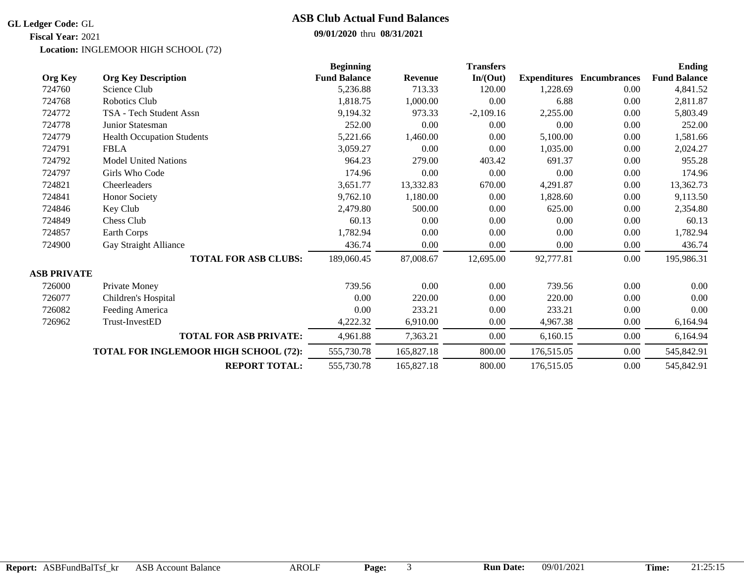**GL Ledger Code:** GL
**Fiscal Year:** 2021
**Location:** INGLEMOOR HIGH SCHOOL (72)

# ASB Club Actual Fund Balances

**09/01/2020** thru **08/31/2021**

| Org Key | Org Key Description | Beginning Fund Balance | Revenue | Transfers In/(Out) | Expenditures | Encumbrances | Ending Fund Balance |
|---|---|---|---|---|---|---|---|
| 724760 | Science Club | 5,236.88 | 713.33 | 120.00 | 1,228.69 | 0.00 | 4,841.52 |
| 724768 | Robotics Club | 1,818.75 | 1,000.00 | 0.00 | 6.88 | 0.00 | 2,811.87 |
| 724772 | TSA - Tech Student Assn | 9,194.32 | 973.33 | -2,109.16 | 2,255.00 | 0.00 | 5,803.49 |
| 724778 | Junior Statesman | 252.00 | 0.00 | 0.00 | 0.00 | 0.00 | 252.00 |
| 724779 | Health Occupation Students | 5,221.66 | 1,460.00 | 0.00 | 5,100.00 | 0.00 | 1,581.66 |
| 724791 | FBLA | 3,059.27 | 0.00 | 0.00 | 1,035.00 | 0.00 | 2,024.27 |
| 724792 | Model United Nations | 964.23 | 279.00 | 403.42 | 691.37 | 0.00 | 955.28 |
| 724797 | Girls Who Code | 174.96 | 0.00 | 0.00 | 0.00 | 0.00 | 174.96 |
| 724821 | Cheerleaders | 3,651.77 | 13,332.83 | 670.00 | 4,291.87 | 0.00 | 13,362.73 |
| 724841 | Honor Society | 9,762.10 | 1,180.00 | 0.00 | 1,828.60 | 0.00 | 9,113.50 |
| 724846 | Key Club | 2,479.80 | 500.00 | 0.00 | 625.00 | 0.00 | 2,354.80 |
| 724849 | Chess Club | 60.13 | 0.00 | 0.00 | 0.00 | 0.00 | 60.13 |
| 724857 | Earth Corps | 1,782.94 | 0.00 | 0.00 | 0.00 | 0.00 | 1,782.94 |
| 724900 | Gay Straight Alliance | 436.74 | 0.00 | 0.00 | 0.00 | 0.00 | 436.74 |
| | **TOTAL FOR ASB CLUBS:** | 189,060.45 | 87,008.67 | 12,695.00 | 92,777.81 | 0.00 | 195,986.31 |
| **ASB PRIVATE** | | | | | | | |
| 726000 | Private Money | 739.56 | 0.00 | 0.00 | 739.56 | 0.00 | 0.00 |
| 726077 | Children's Hospital | 0.00 | 220.00 | 0.00 | 220.00 | 0.00 | 0.00 |
| 726082 | Feeding America | 0.00 | 233.21 | 0.00 | 233.21 | 0.00 | 0.00 |
| 726962 | Trust-InvestED | 4,222.32 | 6,910.00 | 0.00 | 4,967.38 | 0.00 | 6,164.94 |
| | **TOTAL FOR ASB PRIVATE:** | 4,961.88 | 7,363.21 | 0.00 | 6,160.15 | 0.00 | 6,164.94 |
| | **TOTAL FOR INGLEMOOR HIGH SCHOOL (72):** | 555,730.78 | 165,827.18 | 800.00 | 176,515.05 | 0.00 | 545,842.91 |
| | **REPORT TOTAL:** | 555,730.78 | 165,827.18 | 800.00 | 176,515.05 | 0.00 | 545,842.91 |

**Report:** ASBFundBalTsf_kr ASB Account Balance AROLF **Run Date:** 09/01/2021 **Time:** 21:25:15